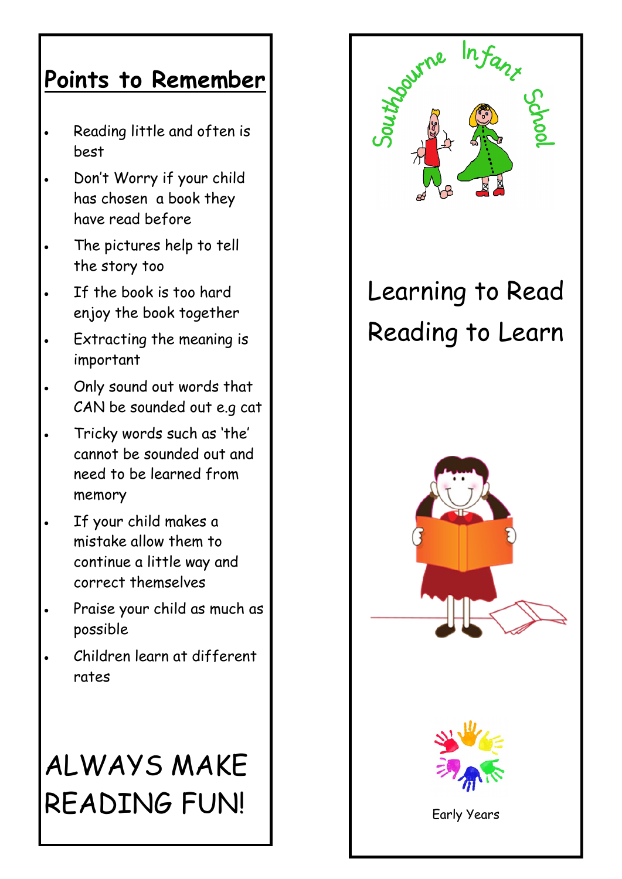## Points to Remember

- Reading little and often is best
- Don't Worry if your child has chosen a book they have read before
- The pictures help to tell the story too
- If the book is too hard enjoy the book together
- Extracting the meaning is important
- Only sound out words that CAN be sounded out e.g cat
- Tricky words such as 'the' cannot be sounded out and need to be learned from memory
- If your child makes a mistake allow them to continue a little way and correct themselves
- Praise your child as much as possible
- Children learn at different rates

# ALWAYS MAKE READING FUN!

Southbourne Infant School

# Learning to Read Reading to Learn

Early Years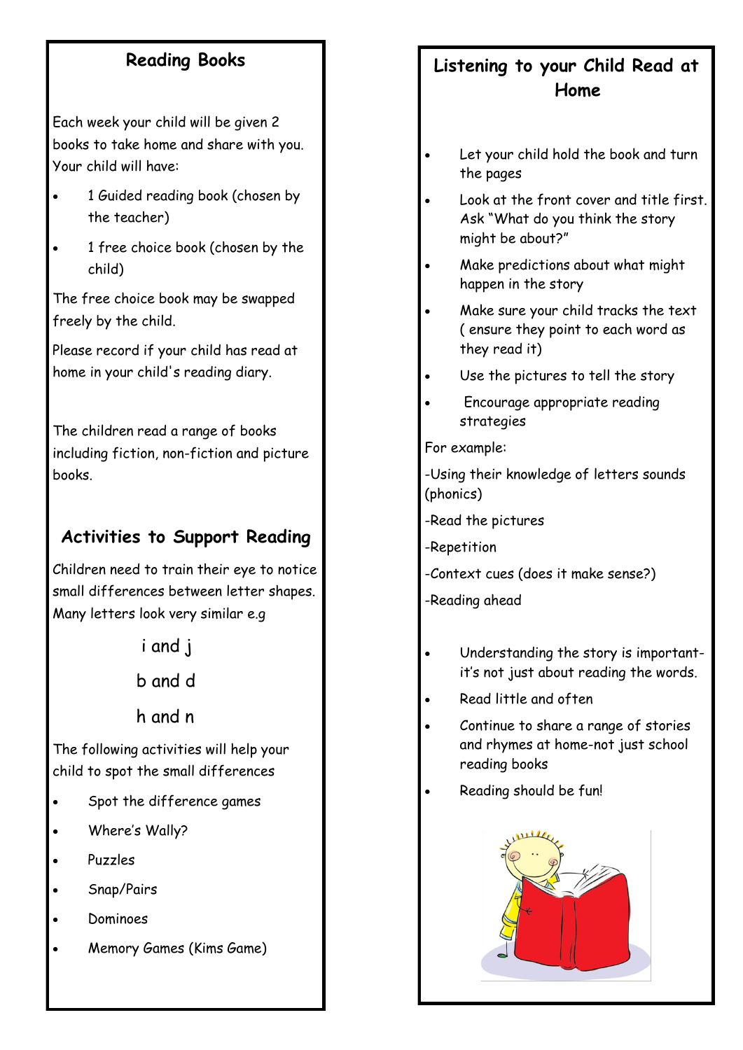## Reading Books

Each week your child will be given 2 books to take home and share with you. Your child will have:

- 1 Guided reading book (chosen by the teacher)
- 1 free choice book (chosen by the child)

The free choice book may be swapped freely by the child.

Please record if your child has read at home in your child's reading diary.

The children read a range of books including fiction, non-fiction and picture books.

## Activities to Support Reading

Children need to train their eye to notice small differences between letter shapes. Many letters look very similar e.g

i and j

b and d

h and n

The following activities will help your child to spot the small differences

- Spot the difference games
- Where's Wally?
- Puzzles
- Snap/Pairs
- Dominoes
- Memory Games (Kims Game)

## Listening to your Child Read at Home

- Let your child hold the book and turn the pages
- Look at the front cover and title first. Ask "What do you think the story might be about?"
- Make predictions about what might happen in the story
- Make sure your child tracks the text ( ensure they point to each word as they read it)
- Use the pictures to tell the story
- Encourage appropriate reading strategies

For example:

-Using their knowledge of letters sounds (phonics)

-Read the pictures

-Repetition

-Context cues (does it make sense?)

-Reading ahead

- Understanding the story is important- it's not just about reading the words.
- Read little and often
- Continue to share a range of stories and rhymes at home-not just school reading books
- Reading should be fun!